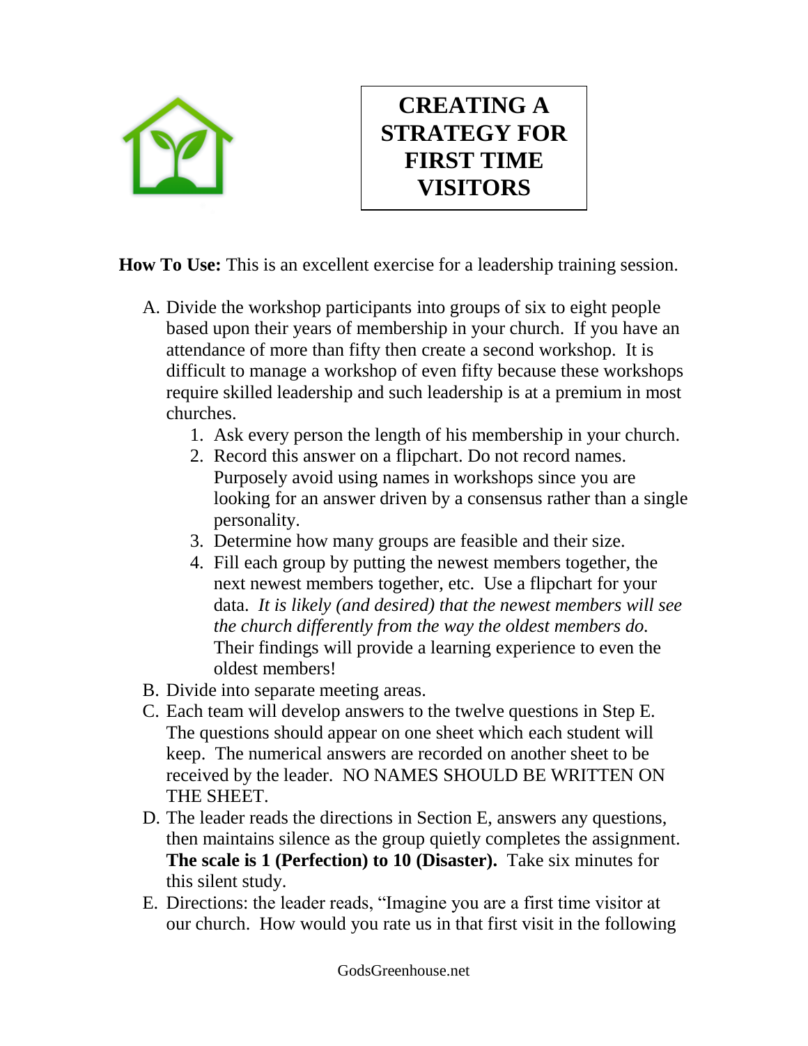# CREATING A STRATEGY FOR FIRST TIME VISITORS

**How To Use:** This is an excellent exercise for a leadership training session.

A. Divide the workshop participants into groups of six to eight people based upon their years of membership in your church. If you have an attendance of more than fifty then create a second workshop. It is difficult to manage a workshop of even fifty because these workshops require skilled leadership and such leadership is at a premium in most churches.
   1. Ask every person the length of his membership in your church.
   2. Record this answer on a flipchart. Do not record names. Purposely avoid using names in workshops since you are looking for an answer driven by a consensus rather than a single personality.
   3. Determine how many groups are feasible and their size.
   4. Fill each group by putting the newest members together, the next newest members together, etc. Use a flipchart for your data. *It is likely (and desired) that the newest members will see the church differently from the way the oldest members do.* Their findings will provide a learning experience to even the oldest members!

B. Divide into separate meeting areas.

C. Each team will develop answers to the twelve questions in Step E. The questions should appear on one sheet which each student will keep. The numerical answers are recorded on another sheet to be received by the leader. NO NAMES SHOULD BE WRITTEN ON THE SHEET.

D. The leader reads the directions in Section E, answers any questions, then maintains silence as the group quietly completes the assignment. **The scale is 1 (Perfection) to 10 (Disaster).** Take six minutes for this silent study.

E. Directions: the leader reads, "Imagine you are a first time visitor at our church. How would you rate us in that first visit in the following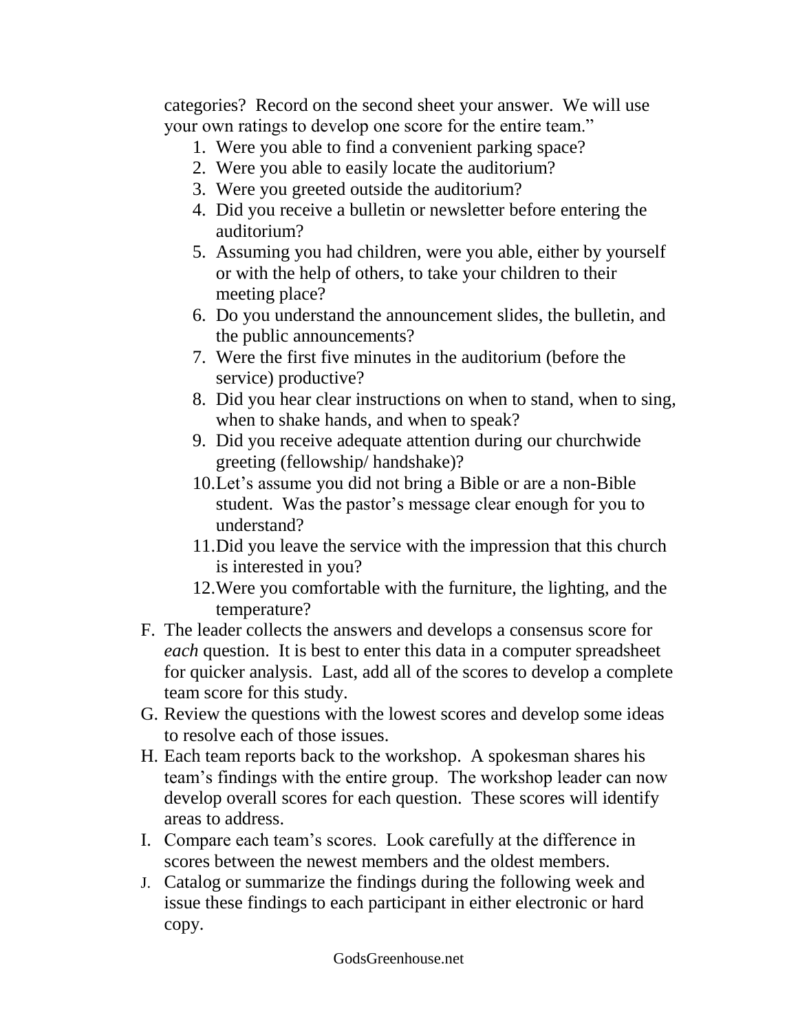categories? Record on the second sheet your answer. We will use your own ratings to develop one score for the entire team."

1. Were you able to find a convenient parking space?
2. Were you able to easily locate the auditorium?
3. Were you greeted outside the auditorium?
4. Did you receive a bulletin or newsletter before entering the auditorium?
5. Assuming you had children, were you able, either by yourself or with the help of others, to take your children to their meeting place?
6. Do you understand the announcement slides, the bulletin, and the public announcements?
7. Were the first five minutes in the auditorium (before the service) productive?
8. Did you hear clear instructions on when to stand, when to sing, when to shake hands, and when to speak?
9. Did you receive adequate attention during our churchwide greeting (fellowship/ handshake)?
10. Let's assume you did not bring a Bible or are a non-Bible student. Was the pastor's message clear enough for you to understand?
11. Did you leave the service with the impression that this church is interested in you?
12. Were you comfortable with the furniture, the lighting, and the temperature?

F. The leader collects the answers and develops a consensus score for *each* question. It is best to enter this data in a computer spreadsheet for quicker analysis. Last, add all of the scores to develop a complete team score for this study.

G. Review the questions with the lowest scores and develop some ideas to resolve each of those issues.

H. Each team reports back to the workshop. A spokesman shares his team's findings with the entire group. The workshop leader can now develop overall scores for each question. These scores will identify areas to address.

I. Compare each team's scores. Look carefully at the difference in scores between the newest members and the oldest members.

J. Catalog or summarize the findings during the following week and issue these findings to each participant in either electronic or hard copy.

GodsGreenhouse.net